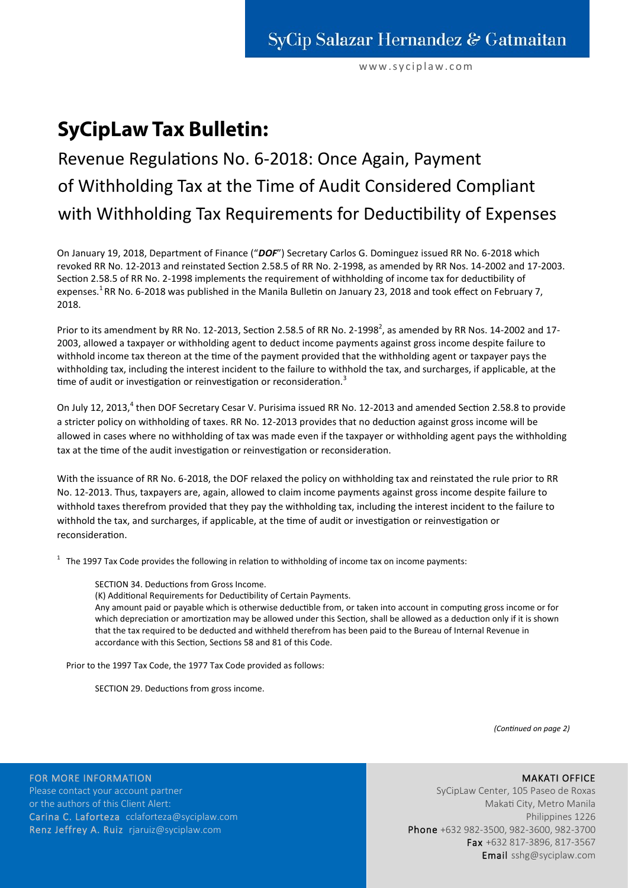# SyCipLaw Tax Bulletin:

## Revenue Regulations No. 6-2018: Once Again, Payment of Withholding Tax at the Time of Audit Considered Compliant with Withholding Tax Requirements for Deductibility of Expenses

On January 19, 2018, Department of Finance ("***DOF***") Secretary Carlos G. Dominguez issued RR No. 6-2018 which revoked RR No. 12-2013 and reinstated Section 2.58.5 of RR No. 2-1998, as amended by RR Nos. 14-2002 and 17-2003. Section 2.58.5 of RR No. 2-1998 implements the requirement of withholding of income tax for deductibility of expenses.[1] RR No. 6-2018 was published in the Manila Bulletin on January 23, 2018 and took effect on February 7, 2018.

Prior to its amendment by RR No. 12-2013, Section 2.58.5 of RR No. 2-1998[2], as amended by RR Nos. 14-2002 and 17-2003, allowed a taxpayer or withholding agent to deduct income payments against gross income despite failure to withhold income tax thereon at the time of the payment provided that the withholding agent or taxpayer pays the withholding tax, including the interest incident to the failure to withhold the tax, and surcharges, if applicable, at the time of audit or investigation or reinvestigation or reconsideration.[3]

On July 12, 2013,[4] then DOF Secretary Cesar V. Purisima issued RR No. 12-2013 and amended Section 2.58.8 to provide a stricter policy on withholding of taxes. RR No. 12-2013 provides that no deduction against gross income will be allowed in cases where no withholding of tax was made even if the taxpayer or withholding agent pays the withholding tax at the time of the audit investigation or reinvestigation or reconsideration.

With the issuance of RR No. 6-2018, the DOF relaxed the policy on withholding tax and reinstated the rule prior to RR No. 12-2013. Thus, taxpayers are, again, allowed to claim income payments against gross income despite failure to withhold taxes therefrom provided that they pay the withholding tax, including the interest incident to the failure to withhold the tax, and surcharges, if applicable, at the time of audit or investigation or reinvestigation or reconsideration.

[1] The 1997 Tax Code provides the following in relation to withholding of income tax on income payments:

> SECTION 34. Deductions from Gross Income.
>
> (K) Additional Requirements for Deductibility of Certain Payments.
>
> Any amount paid or payable which is otherwise deductible from, or taken into account in computing gross income or for which depreciation or amortization may be allowed under this Section, shall be allowed as a deduction only if it is shown that the tax required to be deducted and withheld therefrom has been paid to the Bureau of Internal Revenue in accordance with this Section, Sections 58 and 81 of this Code.

Prior to the 1997 Tax Code, the 1977 Tax Code provided as follows:

> SECTION 29. Deductions from gross income.

*(Continued on page 2)*

FOR MORE INFORMATION
Please contact your account partner or the authors of this Client Alert:
**Carina C. Laforteza** cclaforteza@syciplaw.com
**Renz Jeffrey A. Ruiz** rjaruiz@syciplaw.com

**MAKATI OFFICE**
SyCipLaw Center, 105 Paseo de Roxas
Makati City, Metro Manila
Philippines 1226
**Phone** +632 982-3500, 982-3600, 982-3700
**Fax** +632 817-3896, 817-3567
**Email** sshg@syciplaw.com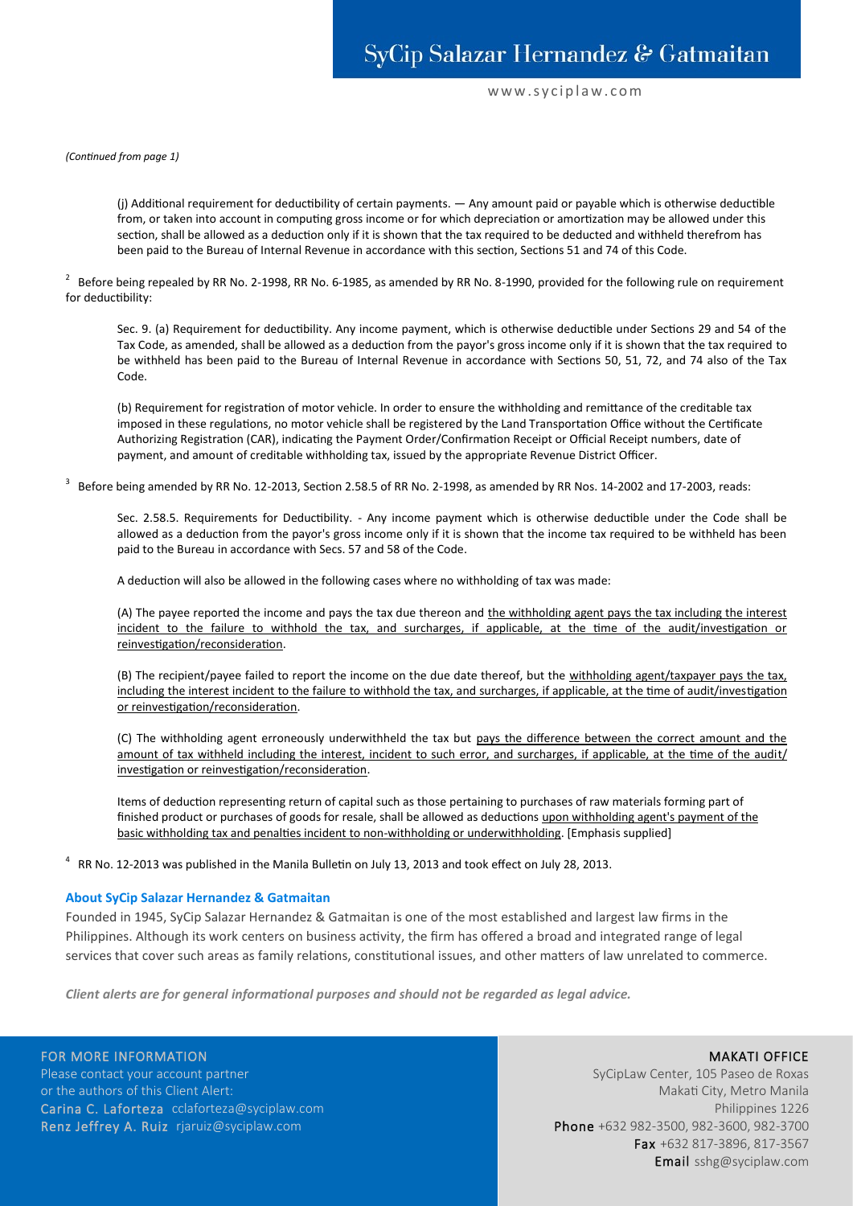*(Continued from page 1)*

> (j) Additional requirement for deductibility of certain payments. — Any amount paid or payable which is otherwise deductible from, or taken into account in computing gross income or for which depreciation or amortization may be allowed under this section, shall be allowed as a deduction only if it is shown that the tax required to be deducted and withheld therefrom has been paid to the Bureau of Internal Revenue in accordance with this section, Sections 51 and 74 of this Code.

[2] Before being repealed by RR No. 2-1998, RR No. 6-1985, as amended by RR No. 8-1990, provided for the following rule on requirement for deductibility:

> Sec. 9. (a) Requirement for deductibility. Any income payment, which is otherwise deductible under Sections 29 and 54 of the Tax Code, as amended, shall be allowed as a deduction from the payor's gross income only if it is shown that the tax required to be withheld has been paid to the Bureau of Internal Revenue in accordance with Sections 50, 51, 72, and 74 also of the Tax Code.
>
> (b) Requirement for registration of motor vehicle. In order to ensure the withholding and remittance of the creditable tax imposed in these regulations, no motor vehicle shall be registered by the Land Transportation Office without the Certificate Authorizing Registration (CAR), indicating the Payment Order/Confirmation Receipt or Official Receipt numbers, date of payment, and amount of creditable withholding tax, issued by the appropriate Revenue District Officer.

[3] Before being amended by RR No. 12-2013, Section 2.58.5 of RR No. 2-1998, as amended by RR Nos. 14-2002 and 17-2003, reads:

> Sec. 2.58.5. Requirements for Deductibility. - Any income payment which is otherwise deductible under the Code shall be allowed as a deduction from the payor's gross income only if it is shown that the income tax required to be withheld has been paid to the Bureau in accordance with Secs. 57 and 58 of the Code.
>
> A deduction will also be allowed in the following cases where no withholding of tax was made:
>
> (A) The payee reported the income and pays the tax due thereon and <u>the withholding agent pays the tax including the interest incident to the failure to withhold the tax, and surcharges, if applicable, at the time of the audit/investigation or reinvestigation/reconsideration</u>.
>
> (B) The recipient/payee failed to report the income on the due date thereof, but the <u>withholding agent/taxpayer pays the tax, including the interest incident to the failure to withhold the tax, and surcharges, if applicable, at the time of audit/investigation or reinvestigation/reconsideration</u>.
>
> (C) The withholding agent erroneously underwithheld the tax but <u>pays the difference between the correct amount and the amount of tax withheld including the interest, incident to such error, and surcharges, if applicable, at the time of the audit/investigation or reinvestigation/reconsideration</u>.
>
> Items of deduction representing return of capital such as those pertaining to purchases of raw materials forming part of finished product or purchases of goods for resale, shall be allowed as deductions <u>upon withholding agent's payment of the basic withholding tax and penalties incident to non-withholding or underwithholding</u>. [Emphasis supplied]

[4] RR No. 12-2013 was published in the Manila Bulletin on July 13, 2013 and took effect on July 28, 2013.

### About SyCip Salazar Hernandez & Gatmaitan

Founded in 1945, SyCip Salazar Hernandez & Gatmaitan is one of the most established and largest law firms in the Philippines. Although its work centers on business activity, the firm has offered a broad and integrated range of legal services that cover such areas as family relations, constitutional issues, and other matters of law unrelated to commerce.

***Client alerts are for general informational purposes and should not be regarded as legal advice.***

**FOR MORE INFORMATION**

Please contact your account partner or the authors of this Client Alert:

**Carina C. Laforteza** cclaforteza@syciplaw.com

**Renz Jeffrey A. Ruiz** rjaruiz@syciplaw.com

**MAKATI OFFICE**

SyCipLaw Center, 105 Paseo de Roxas
Makati City, Metro Manila
Philippines 1226
**Phone** +632 982-3500, 982-3600, 982-3700
**Fax** +632 817-3896, 817-3567
**Email** sshg@syciplaw.com